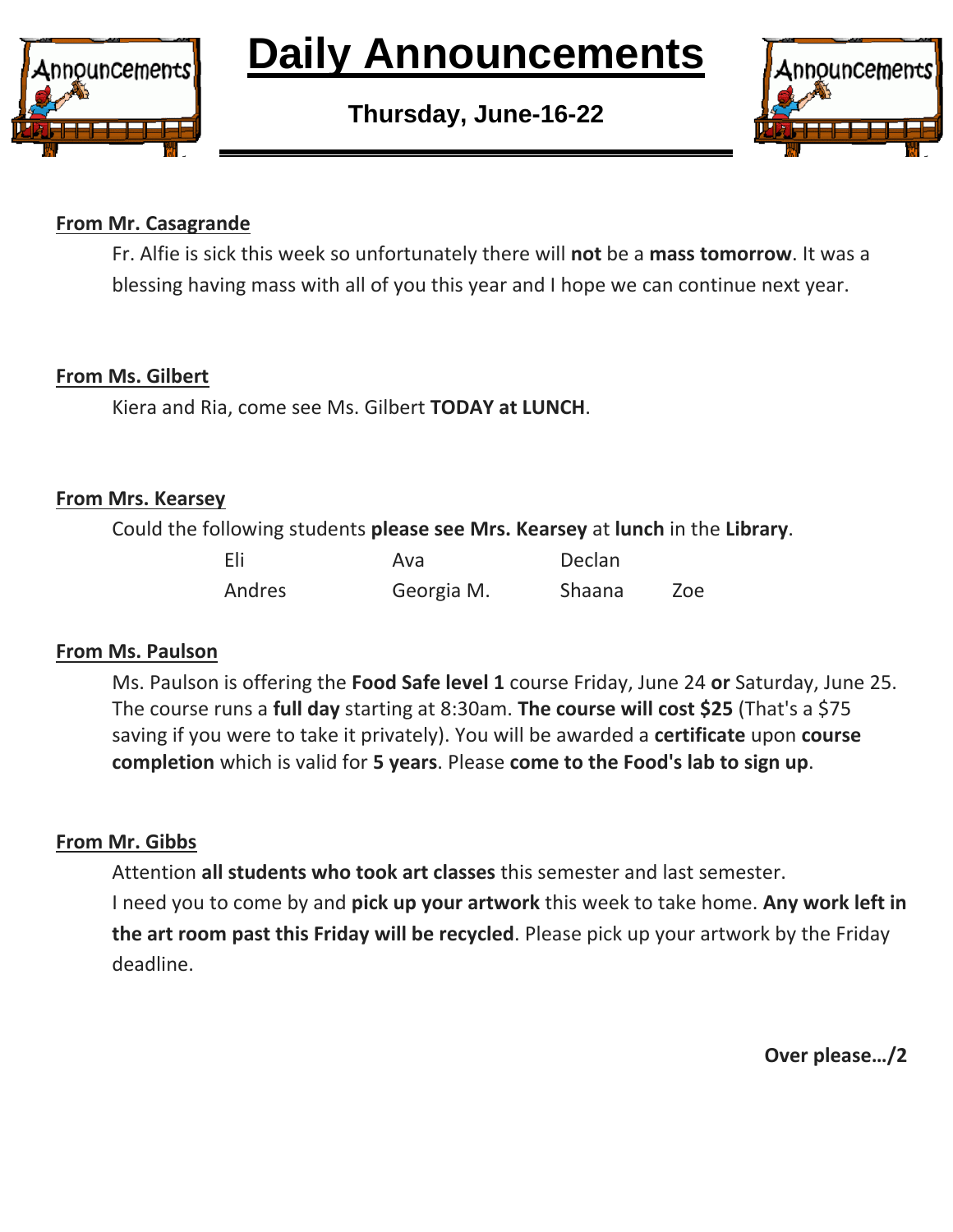# Daily Announcements

**Thursday, June-16-22**

**From Mr. Casagrande**

Fr. Alfie is sick this week so unfortunately there will **not** be a **mass tomorrow**. It was a blessing having mass with all of you this year and I hope we can continue next year.

**From Ms. Gilbert**

Kiera and Ria, come see Ms. Gilbert **TODAY at LUNCH**.

**From Mrs. Kearsey**

Could the following students **please see Mrs. Kearsey** at **lunch** in the **Library**.

| | | | |
|---|---|---|---|
| Eli | Ava | Declan | |
| Andres | Georgia M. | Shaana | Zoe |

**From Ms. Paulson**

Ms. Paulson is offering the **Food Safe level 1** course Friday, June 24 **or** Saturday, June 25. The course runs a **full day** starting at 8:30am. **The course will cost $25** (That's a $75 saving if you were to take it privately). You will be awarded a **certificate** upon **course completion** which is valid for **5 years**. Please **come to the Food's lab to sign up**.

**From Mr. Gibbs**

Attention **all students who took art classes** this semester and last semester.
I need you to come by and **pick up your artwork** this week to take home. **Any work left in the art room past this Friday will be recycled**. Please pick up your artwork by the Friday deadline.

**Over please…/2**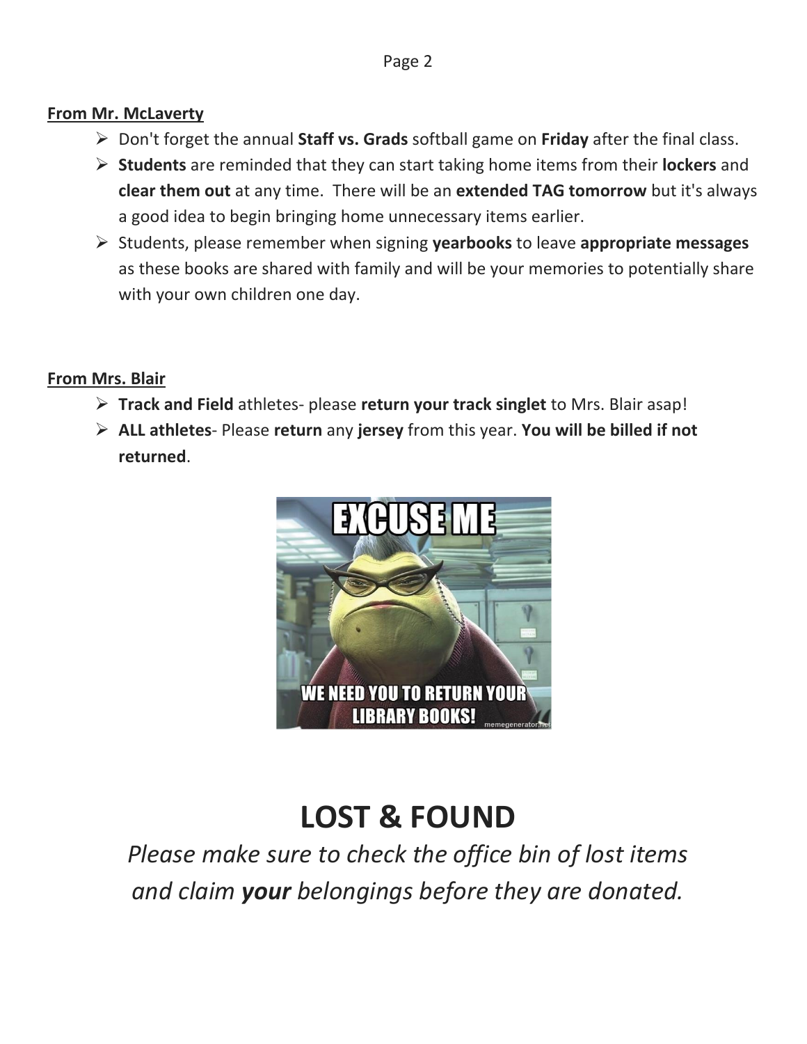**<u>From Mr. McLaverty</u>**

- Don't forget the annual **Staff vs. Grads** softball game on **Friday** after the final class.
- **Students** are reminded that they can start taking home items from their **lockers** and **clear them out** at any time. There will be an **extended TAG tomorrow** but it's always a good idea to begin bringing home unnecessary items earlier.
- Students, please remember when signing **yearbooks** to leave **appropriate messages** as these books are shared with family and will be your memories to potentially share with your own children one day.

**<u>From Mrs. Blair</u>**

- **Track and Field** athletes- please **return your track singlet** to Mrs. Blair asap!
- **ALL athletes**- Please **return** any **jersey** from this year. **You will be billed if not returned**.

EXCUSE ME

WE NEED YOU TO RETURN YOUR LIBRARY BOOKS!

# LOST & FOUND

*Please make sure to check the office bin of lost items and claim **your** belongings before they are donated.*